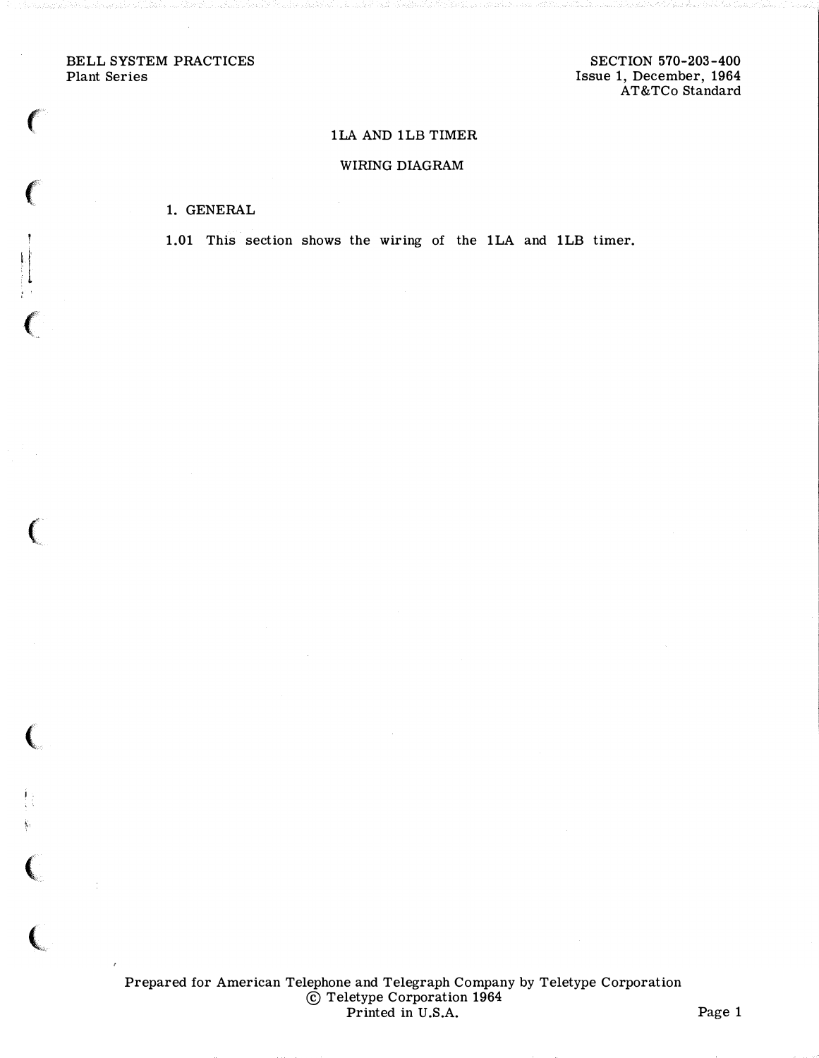BELL SYSTEM PRACTICES
Plant Series

SECTION 570-203-400
Issue 1, December, 1964
AT&TCo Standard

# 1LA AND 1LB TIMER

## WIRING DIAGRAM

### 1. GENERAL

1.01 This section shows the wiring of the 1LA and 1LB timer.

Prepared for American Telephone and Telegraph Company by Teletype Corporation
© Teletype Corporation 1964
Printed in U.S.A.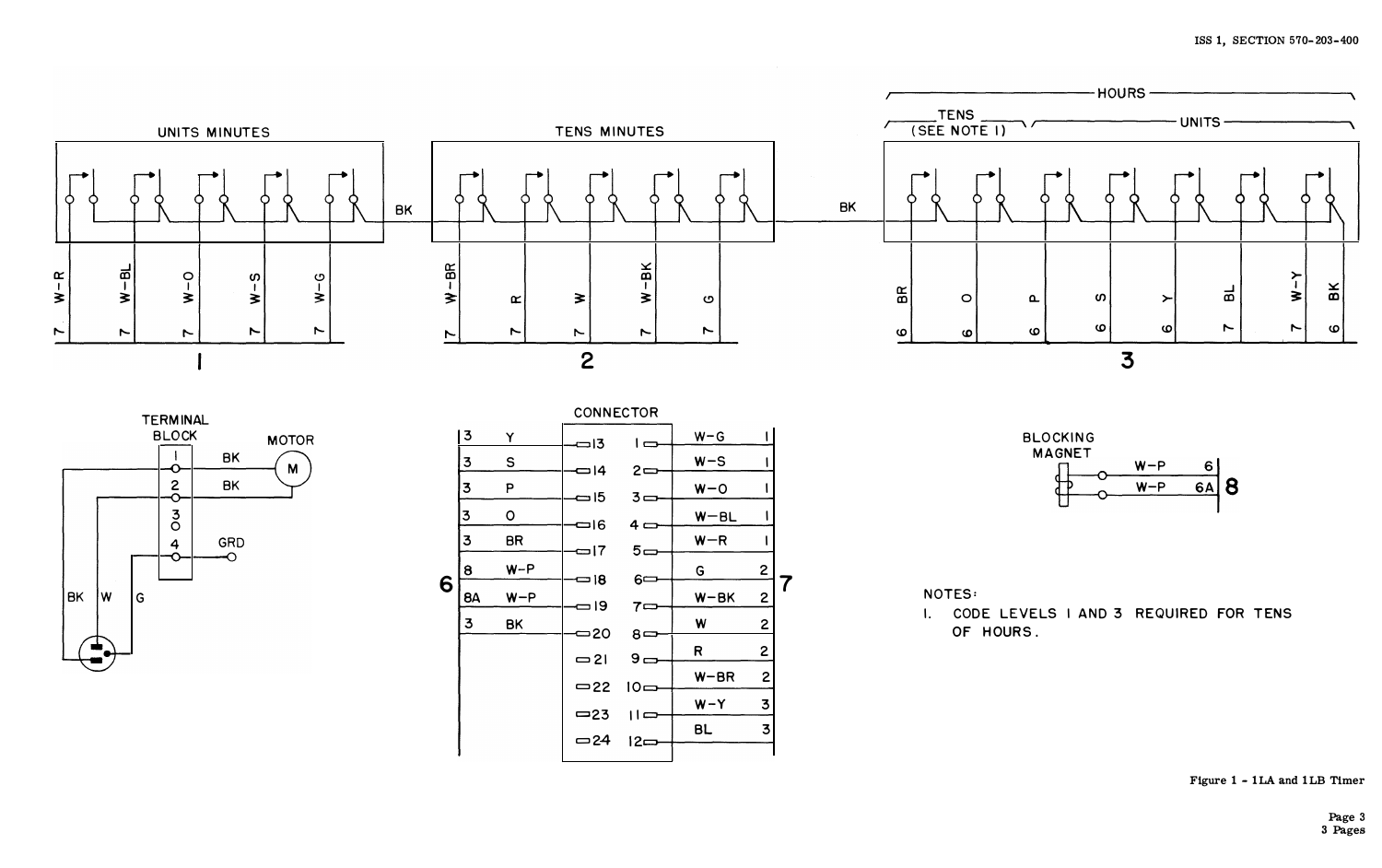UNITS MINUTES

TENS MINUTES

HOURS

TENS (SEE NOTE 1)

UNITS

BK

BK

W-R 7

W-BL 7

W-O 7

W-S 7

W-G 7

1

W-BR 7

R 7

W 7

W-BK 7

G 7

2

BR 6

O 6

P 6

S 6

Y 6

BL 7

W-Y 7

BK 6

3

TERMINAL BLOCK

MOTOR

M

1 BK

2 BK

3

4 GRD

BK W G

CONNECTOR

| | | | | | |
|---|---|---|---|---|---|
| 3 | Y | 13 | 1 | W-G | 1 |
| 3 | S | 14 | 2 | W-S | 1 |
| 3 | P | 15 | 3 | W-O | 1 |
| 3 | O | 16 | 4 | W-BL | 1 |
| 3 | BR | 17 | 5 | W-R | 1 |
| 8 | W-P | 18 | 6 | G | 2 |
| 8A | W-P | 19 | 7 | W-BK | 2 |
| 3 | BK | 20 | 8 | W | 2 |
| | | 21 | 9 | R | 2 |
| | | 22 | 10 | W-BR | 2 |
| | | 23 | 11 | W-Y | 3 |
| | | 24 | 12 | BL | 3 |

6

7

BLOCKING MAGNET

W-P 6

W-P 6A

8

NOTES:

1. CODE LEVELS 1 AND 3 REQUIRED FOR TENS OF HOURS.

Figure 1 - 1LA and 1LB Timer